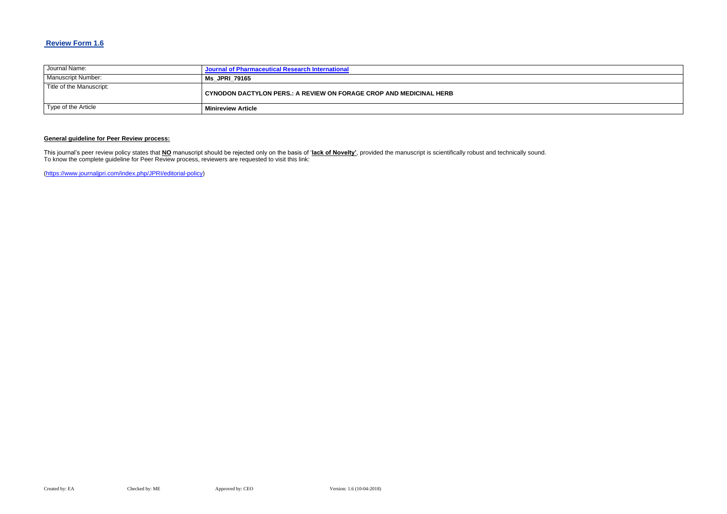## Review Form 1.6

| Journal Name: | **Journal of Pharmaceutical Research International** |
|---|---|
| Manuscript Number: | **Ms_JPRI_79165** |
| Title of the Manuscript: | **CYNODON DACTYLON PERS.: A REVIEW ON FORAGE CROP AND MEDICINAL HERB** |
| Type of the Article | **Minireview Article** |

**General guideline for Peer Review process:**

This journal's peer review policy states that **NO** manuscript should be rejected only on the basis of '**lack of Novelty'**, provided the manuscript is scientifically robust and technically sound.
To know the complete guideline for Peer Review process, reviewers are requested to visit this link:

(https://www.journaljpri.com/index.php/JPRI/editorial-policy)

Created by: EA Checked by: ME Approved by: CEO Version: 1.6 (10-04-2018)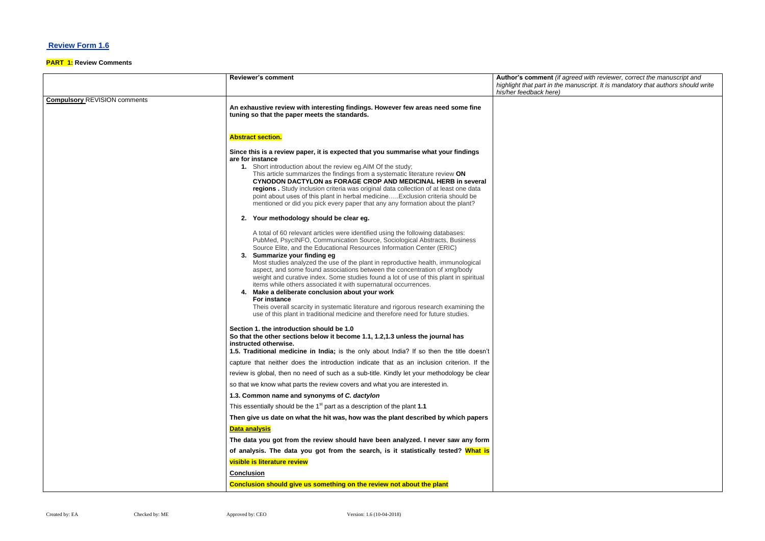## Review Form 1.6

**PART 1:** Review Comments

| | Reviewer's comment | Author's comment *(if agreed with reviewer, correct the manuscript and highlight that part in the manuscript. It is mandatory that authors should write his/her feedback here)* |
|---|---|---|
| **Compulsory** REVISION comments | **An exhaustive review with interesting findings. However few areas need some fine tuning so that the paper meets the standards.**<br><br>**Abstract section.**<br><br>**Since this is a review paper, it is expected that you summarise what your findings are for instance**<br>**1.** Short introduction about the review eg.AIM Of the study;<br>This article summarizes the findings from a systematic literature review **ON CYNODON DACTYLON as FORAGE CROP AND MEDICINAL HERB in several regions .** Study inclusion criteria was original data collection of at least one data point about uses of this plant in herbal medicine…..Exclusion criteria should be mentioned or did you pick every paper that any any formation about the plant?<br><br>**2. Your methodology should be clear eg.**<br><br>A total of 60 relevant articles were identified using the following databases: PubMed, PsycINFO, Communication Source, Sociological Abstracts, Business Source Elite, and the Educational Resources Information Center (ERIC)<br>**3. Summarize your finding eg**<br>Most studies analyzed the use of the plant in reproductive health, immunological aspect, and some found associations between the concentration of xmg/body weight and curative index. Some studies found a lot of use of this plant in spiritual items while others associated it with supernatural occurrences.<br>**4. Make a deliberate conclusion about your work**<br>**For instance**<br>Theis overall scarcity in systematic literature and rigorous research examining the use of this plant in traditional medicine and therefore need for future studies.<br><br>**Section 1. the introduction should be 1.0**<br>**So that the other sections below it become 1.1, 1.2,1.3 unless the journal has instructed otherwise.**<br>**1.5. Traditional medicine in India;** is the only about India? If so then the title doesn't capture that neither does the introduction indicate that as an inclusion criterion. If the review is global, then no need of such as a sub-title. Kindly let your methodology be clear so that we know what parts the review covers and what you are interested in.<br>**1.3. Common name and synonyms of *C. dactylon***<br>This essentially should be the 1st part as a description of the plant **1.1**<br>**Then give us date on what the hit was, how was the plant described by which papers**<br>**Data analysis**<br>**The data you got from the review should have been analyzed. I never saw any form of analysis. The data you got from the search, is it statistically tested? What is visible is literature review**<br>**Conclusion**<br>**Conclusion should give us something on the review not about the plant** | |

Created by: EA Checked by: ME Approved by: CEO Version: 1.6 (10-04-2018)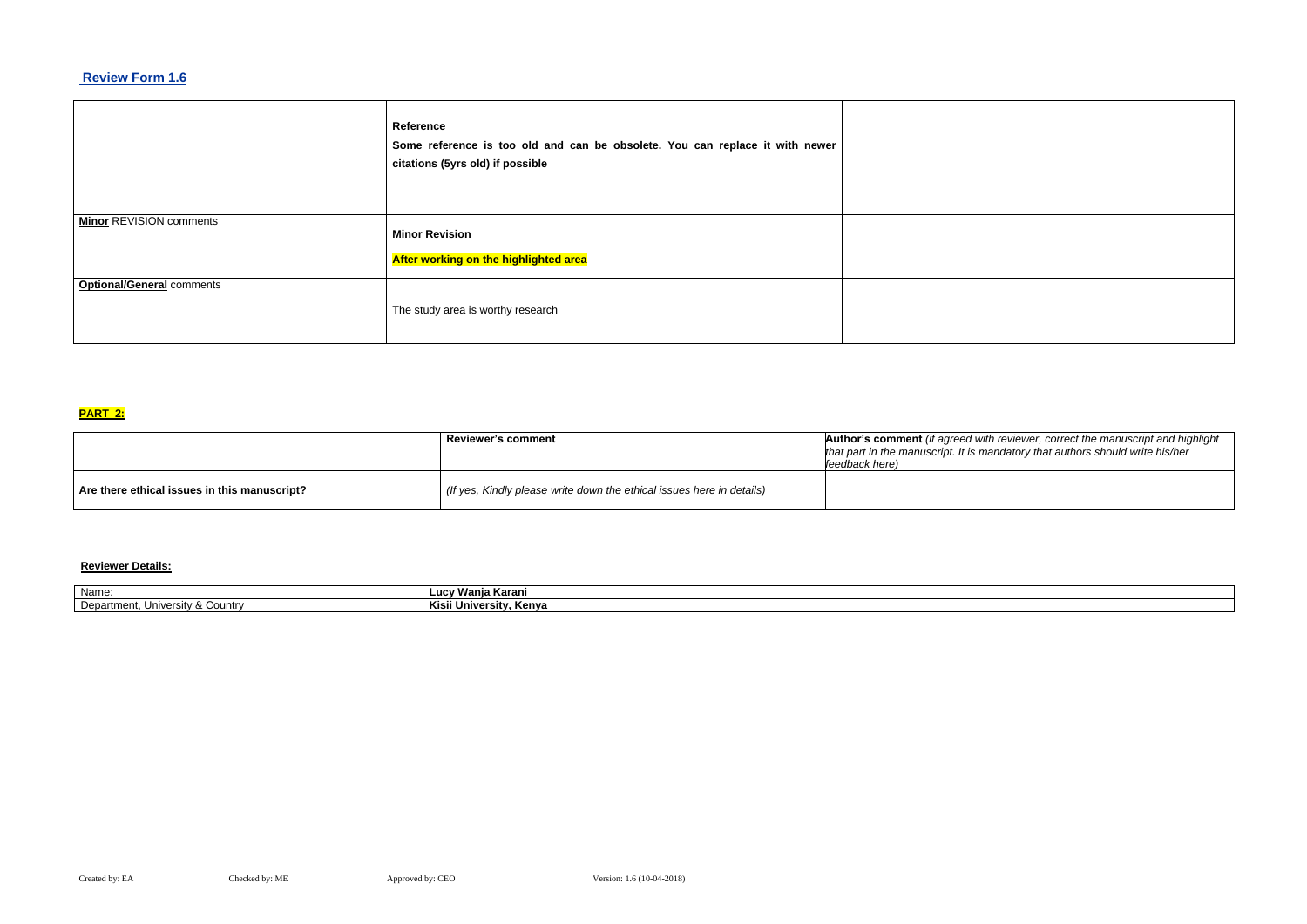**Review Form 1.6**

| | | |
|---|---|---|
| | **Reference**<br>**Some reference is too old and can be obsolete. You can replace it with newer citations (5yrs old) if possible** | |
| **Minor** REVISION comments | **Minor Revision**<br>**After working on the highlighted area** | |
| **Optional/General** comments | The study area is worthy research | |

**PART 2:**

| | **Reviewer's comment** | **Author's comment** *(if agreed with reviewer, correct the manuscript and highlight that part in the manuscript. It is mandatory that authors should write his/her feedback here)* |
|---|---|---|
| **Are there ethical issues in this manuscript?** | *(If yes, Kindly please write down the ethical issues here in details)* | |

**Reviewer Details:**

| | |
|---|---|
| Name: | **Lucy Wanja Karani** |
| Department, University & Country | **Kisii University, Kenya** |